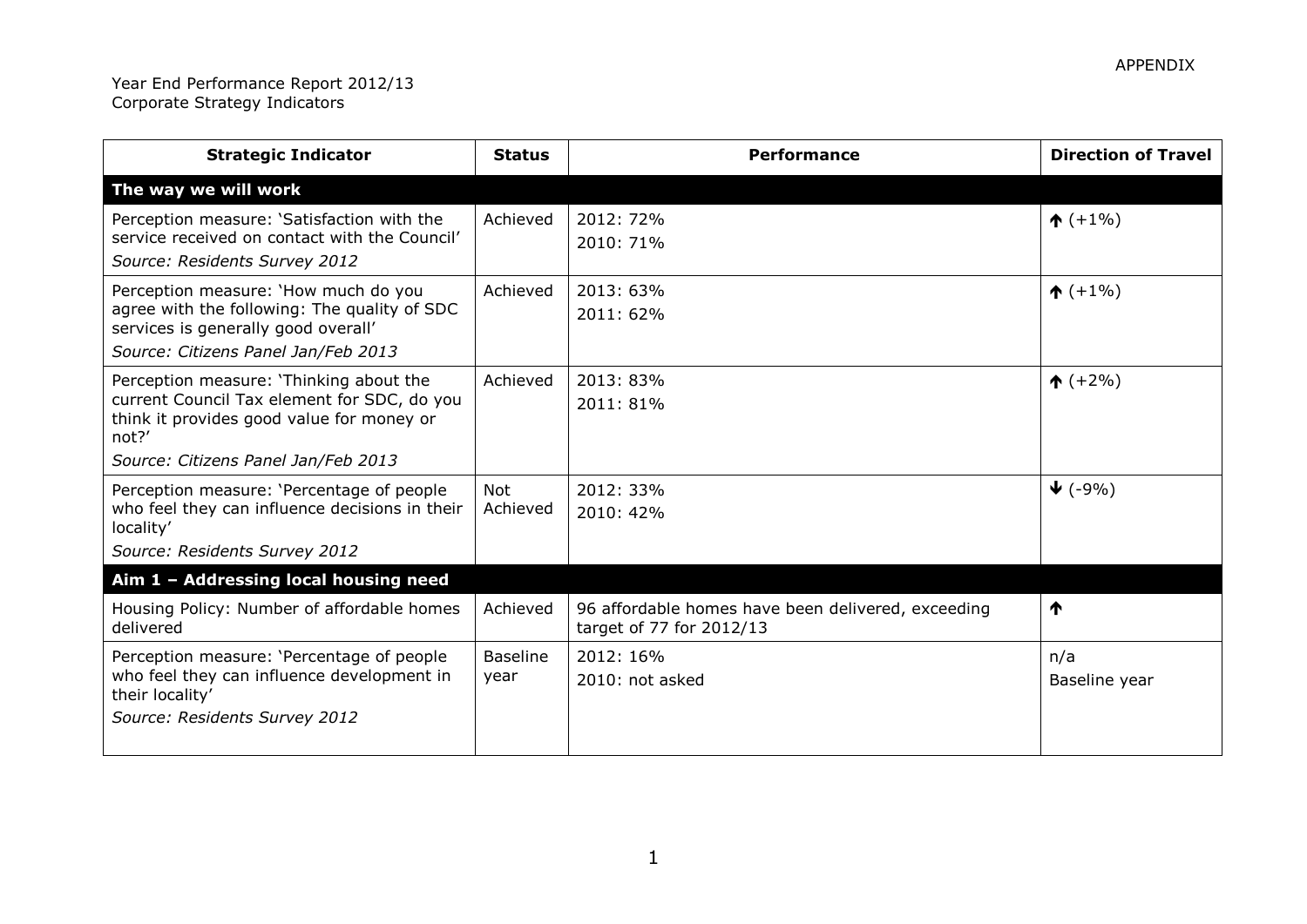APPENDIX

Year End Performance Report 2012/13
Corporate Strategy Indicators

| Strategic Indicator | Status | Performance | Direction of Travel |
|---|---|---|---|
| **The way we will work** | | | |
| Perception measure: 'Satisfaction with the service received on contact with the Council' *Source: Residents Survey 2012* | Achieved | 2012: 72% 2010: 71% | ↑ (+1%) |
| Perception measure: 'How much do you agree with the following: The quality of SDC services is generally good overall' *Source: Citizens Panel Jan/Feb 2013* | Achieved | 2013: 63% 2011: 62% | ↑ (+1%) |
| Perception measure: 'Thinking about the current Council Tax element for SDC, do you think it provides good value for money or not?' *Source: Citizens Panel Jan/Feb 2013* | Achieved | 2013: 83% 2011: 81% | ↑ (+2%) |
| Perception measure: 'Percentage of people who feel they can influence decisions in their locality' *Source: Residents Survey 2012* | Not Achieved | 2012: 33% 2010: 42% | ↓ (-9%) |
| **Aim 1 – Addressing local housing need** | | | |
| Housing Policy: Number of affordable homes delivered | Achieved | 96 affordable homes have been delivered, exceeding target of 77 for 2012/13 | ↑ |
| Perception measure: 'Percentage of people who feel they can influence development in their locality' *Source: Residents Survey 2012* | Baseline year | 2012: 16% 2010: not asked | n/a Baseline year |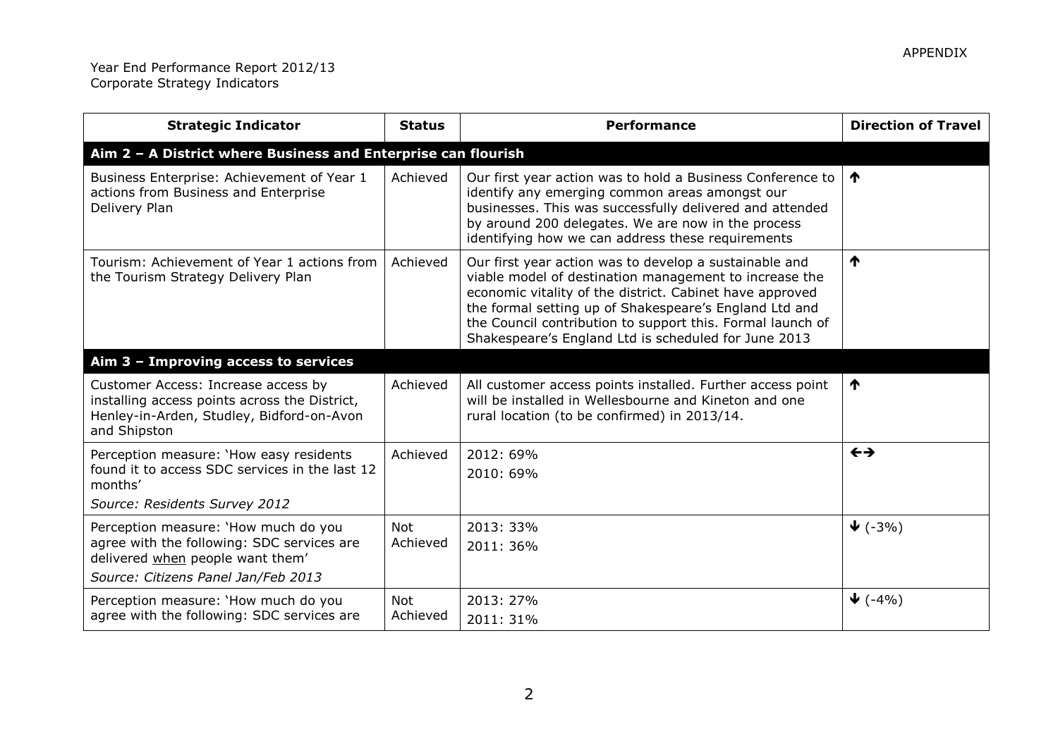APPENDIX

Year End Performance Report 2012/13
Corporate Strategy Indicators

| Strategic Indicator | Status | Performance | Direction of Travel |
|---|---|---|---|
| **Aim 2 – A District where Business and Enterprise can flourish** | | | |
| Business Enterprise: Achievement of Year 1 actions from Business and Enterprise Delivery Plan | Achieved | Our first year action was to hold a Business Conference to identify any emerging common areas amongst our businesses. This was successfully delivered and attended by around 200 delegates. We are now in the process identifying how we can address these requirements | ↑ |
| Tourism: Achievement of Year 1 actions from the Tourism Strategy Delivery Plan | Achieved | Our first year action was to develop a sustainable and viable model of destination management to increase the economic vitality of the district. Cabinet have approved the formal setting up of Shakespeare's England Ltd and the Council contribution to support this. Formal launch of Shakespeare's England Ltd is scheduled for June 2013 | ↑ |
| **Aim 3 – Improving access to services** | | | |
| Customer Access: Increase access by installing access points across the District, Henley-in-Arden, Studley, Bidford-on-Avon and Shipston | Achieved | All customer access points installed. Further access point will be installed in Wellesbourne and Kineton and one rural location (to be confirmed) in 2013/14. | ↑ |
| Perception measure: 'How easy residents found it to access SDC services in the last 12 months'<br>*Source: Residents Survey 2012* | Achieved | 2012: 69%<br>2010: 69% | ←→ |
| Perception measure: 'How much do you agree with the following: SDC services are delivered <u>when</u> people want them'<br>*Source: Citizens Panel Jan/Feb 2013* | Not Achieved | 2013: 33%<br>2011: 36% | ↓ (-3%) |
| Perception measure: 'How much do you agree with the following: SDC services are | Not Achieved | 2013: 27%<br>2011: 31% | ↓ (-4%) |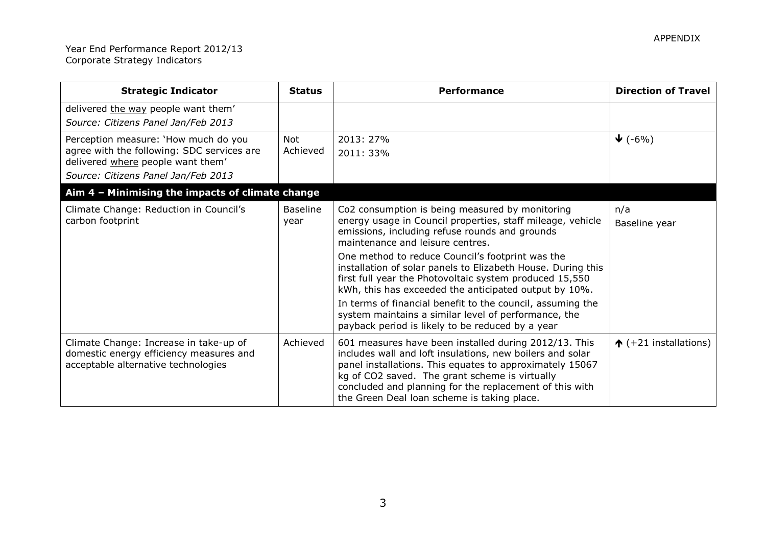APPENDIX

Year End Performance Report 2012/13
Corporate Strategy Indicators

| Strategic Indicator | Status | Performance | Direction of Travel |
|---|---|---|---|
| delivered the way people want them' *Source: Citizens Panel Jan/Feb 2013* | | | |
| Perception measure: 'How much do you agree with the following: SDC services are delivered where people want them' *Source: Citizens Panel Jan/Feb 2013* | Not Achieved | 2013: 27% 2011: 33% | ↓ (-6%) |
| **Aim 4 – Minimising the impacts of climate change** | | | |
| Climate Change: Reduction in Council's carbon footprint | Baseline year | Co2 consumption is being measured by monitoring energy usage in Council properties, staff mileage, vehicle emissions, including refuse rounds and grounds maintenance and leisure centres. One method to reduce Council's footprint was the installation of solar panels to Elizabeth House. During this first full year the Photovoltaic system produced 15,550 kWh, this has exceeded the anticipated output by 10%. In terms of financial benefit to the council, assuming the system maintains a similar level of performance, the payback period is likely to be reduced by a year | n/a Baseline year |
| Climate Change: Increase in take-up of domestic energy efficiency measures and acceptable alternative technologies | Achieved | 601 measures have been installed during 2012/13. This includes wall and loft insulations, new boilers and solar panel installations. This equates to approximately 15067 kg of CO2 saved. The grant scheme is virtually concluded and planning for the replacement of this with the Green Deal loan scheme is taking place. | ↑ (+21 installations) |